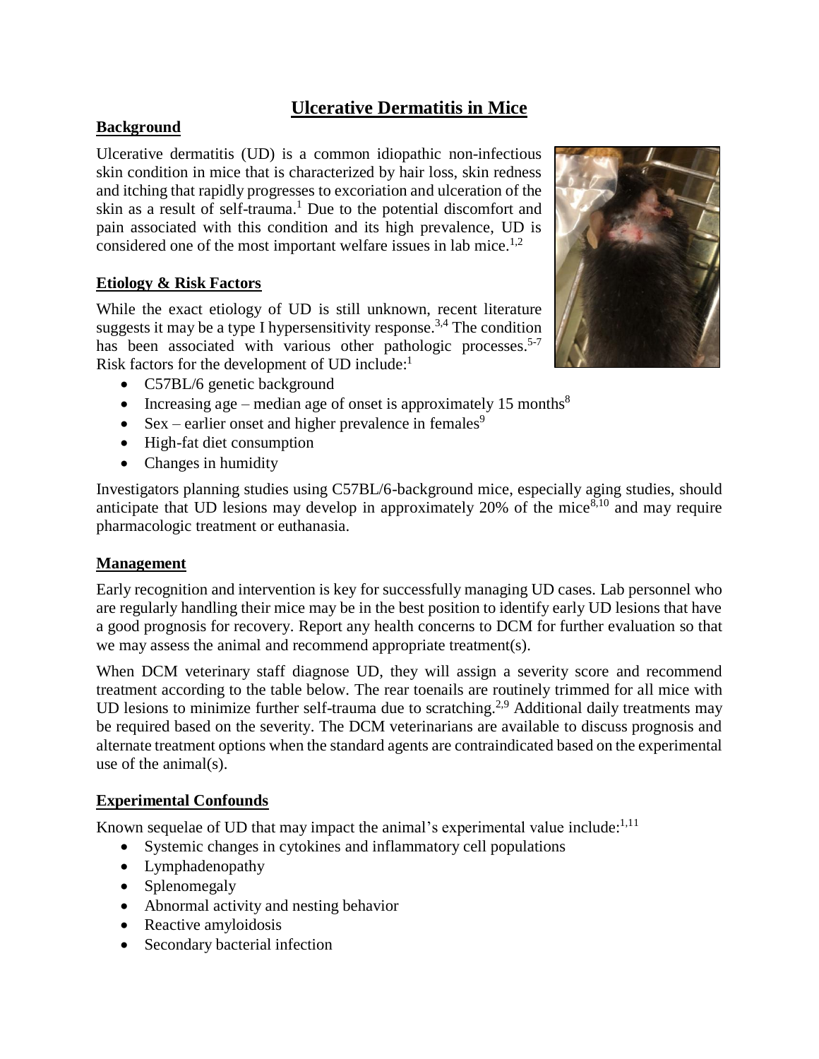# Ulcerative Dermatitis in Mice

## Background

Ulcerative dermatitis (UD) is a common idiopathic non-infectious skin condition in mice that is characterized by hair loss, skin redness and itching that rapidly progresses to excoriation and ulceration of the skin as a result of self-trauma.[1] Due to the potential discomfort and pain associated with this condition and its high prevalence, UD is considered one of the most important welfare issues in lab mice.[1,2]

## Etiology & Risk Factors

While the exact etiology of UD is still unknown, recent literature suggests it may be a type I hypersensitivity response.[3,4] The condition has been associated with various other pathologic processes.[5-7] Risk factors for the development of UD include:[1]

- C57BL/6 genetic background
- Increasing age – median age of onset is approximately 15 months[8]
- Sex – earlier onset and higher prevalence in females[9]
- High-fat diet consumption
- Changes in humidity

Investigators planning studies using C57BL/6-background mice, especially aging studies, should anticipate that UD lesions may develop in approximately 20% of the mice[8,10] and may require pharmacologic treatment or euthanasia.

## Management

Early recognition and intervention is key for successfully managing UD cases. Lab personnel who are regularly handling their mice may be in the best position to identify early UD lesions that have a good prognosis for recovery. Report any health concerns to DCM for further evaluation so that we may assess the animal and recommend appropriate treatment(s).

When DCM veterinary staff diagnose UD, they will assign a severity score and recommend treatment according to the table below. The rear toenails are routinely trimmed for all mice with UD lesions to minimize further self-trauma due to scratching.[2,9] Additional daily treatments may be required based on the severity. The DCM veterinarians are available to discuss prognosis and alternate treatment options when the standard agents are contraindicated based on the experimental use of the animal(s).

## Experimental Confounds

Known sequelae of UD that may impact the animal's experimental value include:[1,11]

- Systemic changes in cytokines and inflammatory cell populations
- Lymphadenopathy
- Splenomegaly
- Abnormal activity and nesting behavior
- Reactive amyloidosis
- Secondary bacterial infection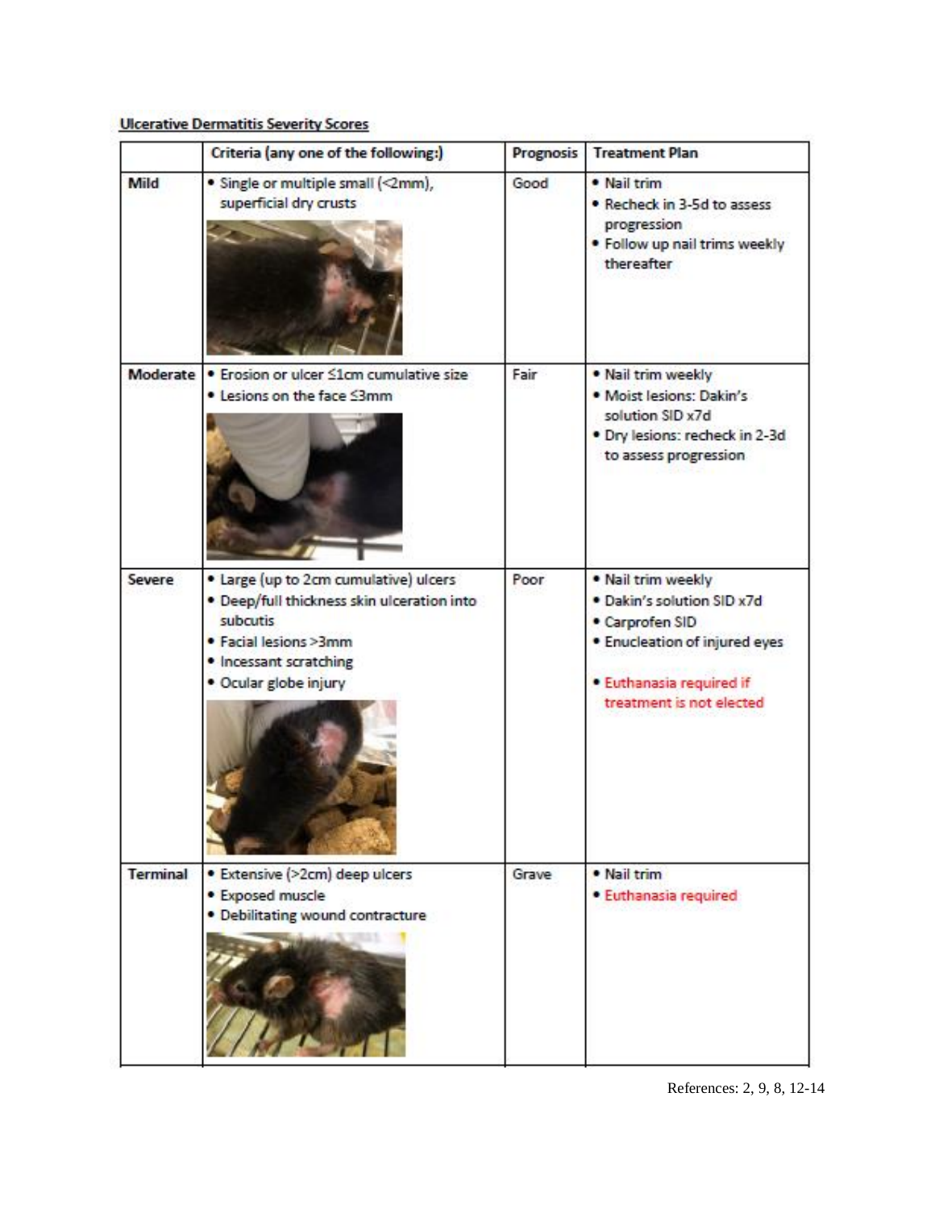**Ulcerative Dermatitis Severity Scores**

| | Criteria (any one of the following:) | Prognosis | Treatment Plan |
|---|---|---|---|
| **Mild** | • Single or multiple small (<2mm), superficial dry crusts | Good | • Nail trim<br>• Recheck in 3-5d to assess progression<br>• Follow up nail trims weekly thereafter |
| **Moderate** | • Erosion or ulcer ≤1cm cumulative size<br>• Lesions on the face ≤3mm | Fair | • Nail trim weekly<br>• Moist lesions: Dakin's solution SID x7d<br>• Dry lesions: recheck in 2-3d to assess progression |
| **Severe** | • Large (up to 2cm cumulative) ulcers<br>• Deep/full thickness skin ulceration into subcutis<br>• Facial lesions >3mm<br>• Incessant scratching<br>• Ocular globe injury | Poor | • Nail trim weekly<br>• Dakin's solution SID x7d<br>• Carprofen SID<br>• Enucleation of injured eyes<br>• Euthanasia required if treatment is not elected |
| **Terminal** | • Extensive (>2cm) deep ulcers<br>• Exposed muscle<br>• Debilitating wound contracture | Grave | • Nail trim<br>• Euthanasia required |

References: 2, 9, 8, 12-14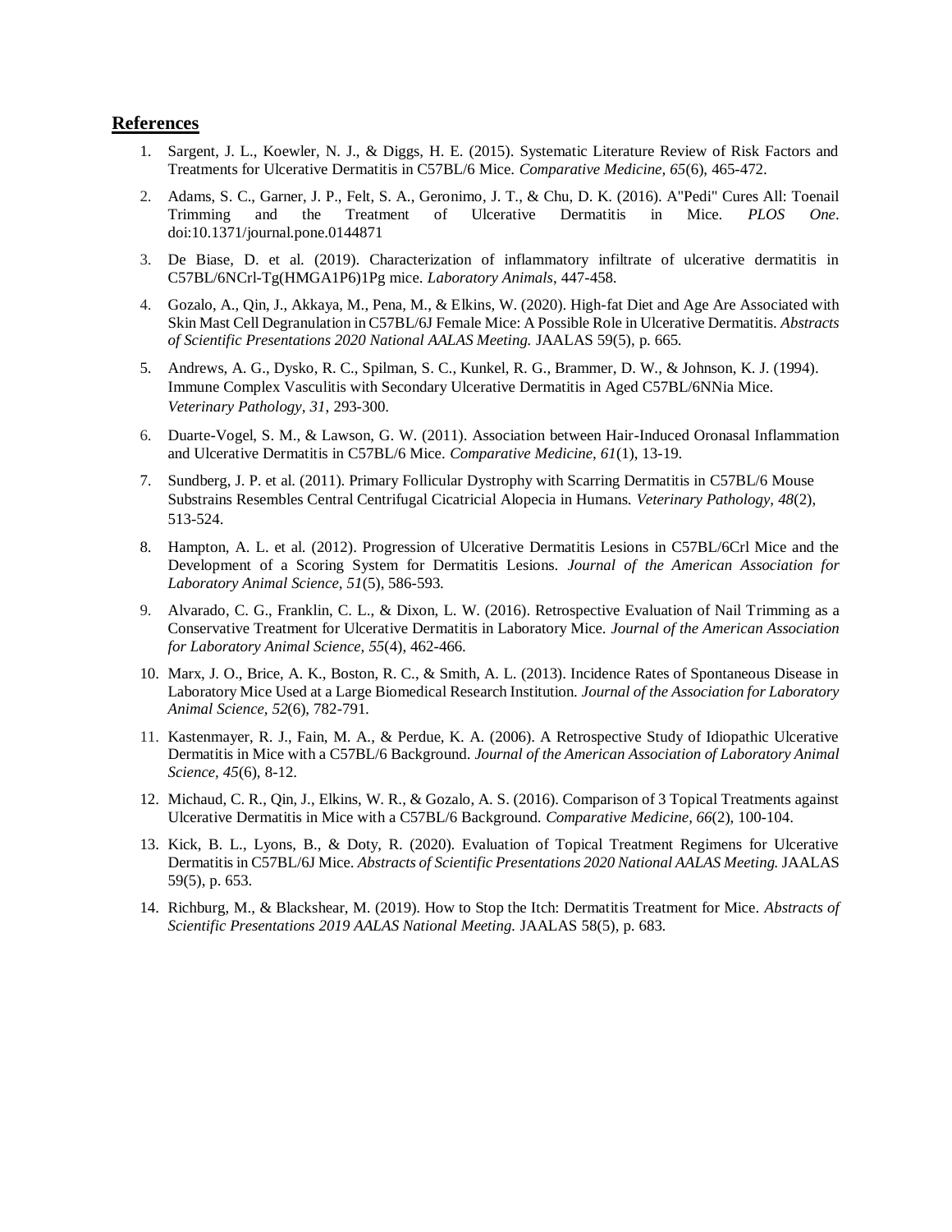## References

1. Sargent, J. L., Koewler, N. J., & Diggs, H. E. (2015). Systematic Literature Review of Risk Factors and Treatments for Ulcerative Dermatitis in C57BL/6 Mice. *Comparative Medicine, 65*(6), 465-472.
2. Adams, S. C., Garner, J. P., Felt, S. A., Geronimo, J. T., & Chu, D. K. (2016). A"Pedi" Cures All: Toenail Trimming and the Treatment of Ulcerative Dermatitis in Mice. *PLOS One*. doi:10.1371/journal.pone.0144871
3. De Biase, D. et al. (2019). Characterization of inflammatory infiltrate of ulcerative dermatitis in C57BL/6NCrl-Tg(HMGA1P6)1Pg mice. *Laboratory Animals*, 447-458.
4. Gozalo, A., Qin, J., Akkaya, M., Pena, M., & Elkins, W. (2020). High-fat Diet and Age Are Associated with Skin Mast Cell Degranulation in C57BL/6J Female Mice: A Possible Role in Ulcerative Dermatitis. *Abstracts of Scientific Presentations 2020 National AALAS Meeting.* JAALAS 59(5), p. 665.
5. Andrews, A. G., Dysko, R. C., Spilman, S. C., Kunkel, R. G., Brammer, D. W., & Johnson, K. J. (1994). Immune Complex Vasculitis with Secondary Ulcerative Dermatitis in Aged C57BL/6NNia Mice. *Veterinary Pathology, 31*, 293-300.
6. Duarte-Vogel, S. M., & Lawson, G. W. (2011). Association between Hair-Induced Oronasal Inflammation and Ulcerative Dermatitis in C57BL/6 Mice. *Comparative Medicine, 61*(1), 13-19.
7. Sundberg, J. P. et al. (2011). Primary Follicular Dystrophy with Scarring Dermatitis in C57BL/6 Mouse Substrains Resembles Central Centrifugal Cicatricial Alopecia in Humans. *Veterinary Pathology, 48*(2), 513-524.
8. Hampton, A. L. et al. (2012). Progression of Ulcerative Dermatitis Lesions in C57BL/6Crl Mice and the Development of a Scoring System for Dermatitis Lesions. *Journal of the American Association for Laboratory Animal Science, 51*(5), 586-593.
9. Alvarado, C. G., Franklin, C. L., & Dixon, L. W. (2016). Retrospective Evaluation of Nail Trimming as a Conservative Treatment for Ulcerative Dermatitis in Laboratory Mice. *Journal of the American Association for Laboratory Animal Science, 55*(4), 462-466.
10. Marx, J. O., Brice, A. K., Boston, R. C., & Smith, A. L. (2013). Incidence Rates of Spontaneous Disease in Laboratory Mice Used at a Large Biomedical Research Institution. *Journal of the Association for Laboratory Animal Science, 52*(6), 782-791.
11. Kastenmayer, R. J., Fain, M. A., & Perdue, K. A. (2006). A Retrospective Study of Idiopathic Ulcerative Dermatitis in Mice with a C57BL/6 Background. *Journal of the American Association of Laboratory Animal Science, 45*(6), 8-12.
12. Michaud, C. R., Qin, J., Elkins, W. R., & Gozalo, A. S. (2016). Comparison of 3 Topical Treatments against Ulcerative Dermatitis in Mice with a C57BL/6 Background. *Comparative Medicine, 66*(2), 100-104.
13. Kick, B. L., Lyons, B., & Doty, R. (2020). Evaluation of Topical Treatment Regimens for Ulcerative Dermatitis in C57BL/6J Mice. *Abstracts of Scientific Presentations 2020 National AALAS Meeting.* JAALAS 59(5), p. 653.
14. Richburg, M., & Blackshear, M. (2019). How to Stop the Itch: Dermatitis Treatment for Mice. *Abstracts of Scientific Presentations 2019 AALAS National Meeting.* JAALAS 58(5), p. 683.